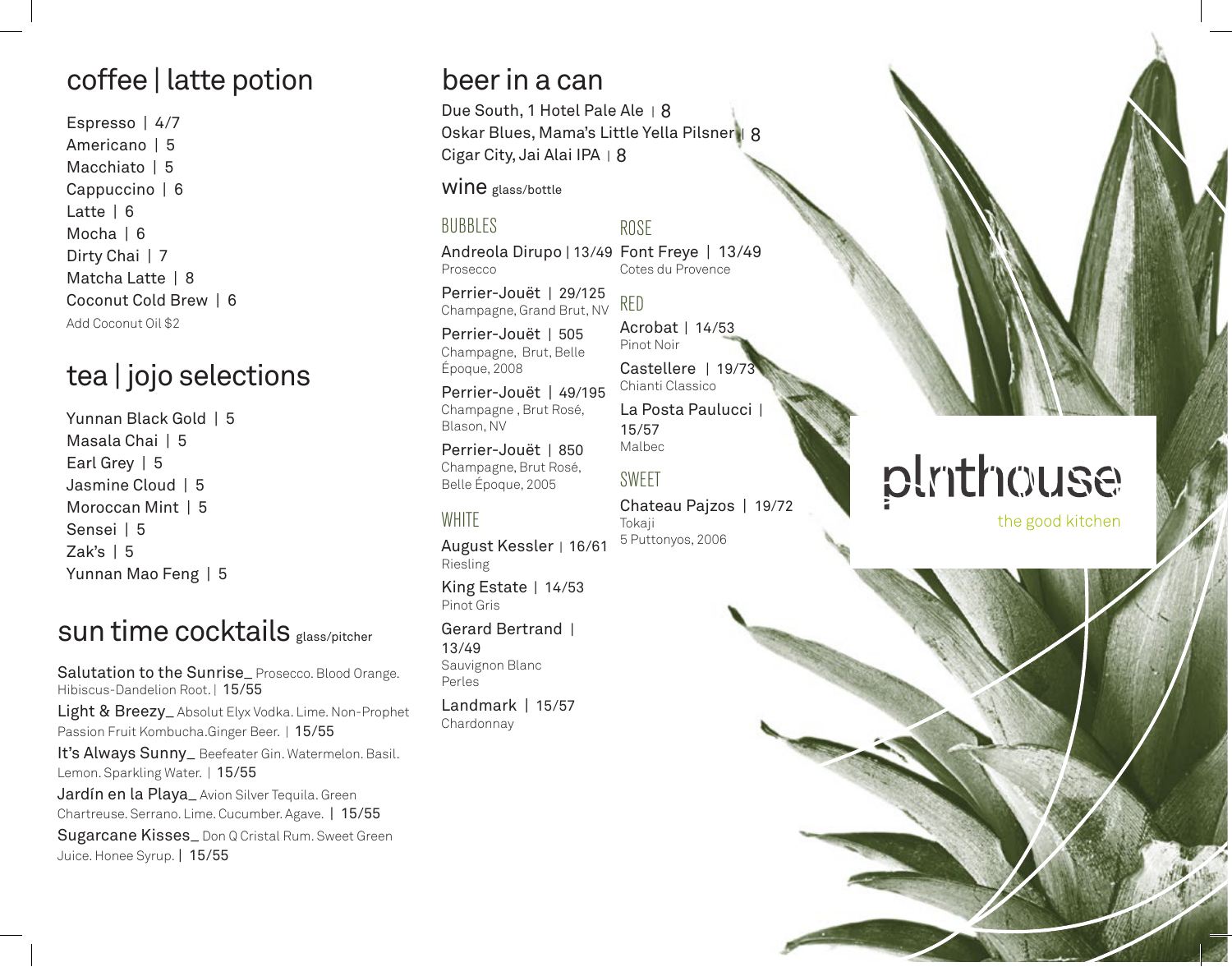## coffee | latte potion

Espresso | 4/7
Americano | 5
Macchiato | 5
Cappuccino | 6
Latte | 6
Mocha | 6
Dirty Chai | 7
Matcha Latte | 8
Coconut Cold Brew | 6
Add Coconut Oil $2

## tea | jojo selections

Yunnan Black Gold | 5
Masala Chai | 5
Earl Grey | 5
Jasmine Cloud | 5
Moroccan Mint | 5
Sensei | 5
Zak's | 5
Yunnan Mao Feng | 5

## sun time cocktails glass/pitcher

Salutation to the Sunrise_ Prosecco. Blood Orange. Hibiscus-Dandelion Root. | 15/55

Light & Breezy_ Absolut Elyx Vodka. Lime. Non-Prophet Passion Fruit Kombucha.Ginger Beer. | 15/55

It's Always Sunny_ Beefeater Gin. Watermelon. Basil. Lemon. Sparkling Water. | 15/55

Jardín en la Playa_ Avion Silver Tequila. Green Chartreuse. Serrano. Lime. Cucumber. Agave. | 15/55

Sugarcane Kisses_ Don Q Cristal Rum. Sweet Green Juice. Honee Syrup. | 15/55

## beer in a can

Due South, 1 Hotel Pale Ale | 8
Oskar Blues, Mama's Little Yella Pilsner | 8
Cigar City, Jai Alai IPA | 8

## wine glass/bottle

### BUBBLES

Andreola Dirupo | 13/49
Prosecco

Perrier-Jouët | 29/125
Champagne, Grand Brut, NV

Perrier-Jouët | 505
Champagne, Brut, Belle Époque, 2008

Perrier-Jouët | 49/195
Champagne , Brut Rosé, Blason, NV

Perrier-Jouët | 850
Champagne, Brut Rosé, Belle Époque, 2005

### WHITE

August Kessler | 16/61
Riesling

King Estate | 14/53
Pinot Gris

Gerard Bertrand | 13/49
Sauvignon Blanc
Perles

Landmark | 15/57
Chardonnay

### ROSE

Font Freye | 13/49
Cotes du Provence

### RED

Acrobat | 14/53
Pinot Noir

Castellere | 19/73
Chianti Classico

La Posta Paulucci | 15/57
Malbec

### SWEET

Chateau Pajzos | 19/72
Tokaji
5 Puttonyos, 2006

plnthouse
the good kitchen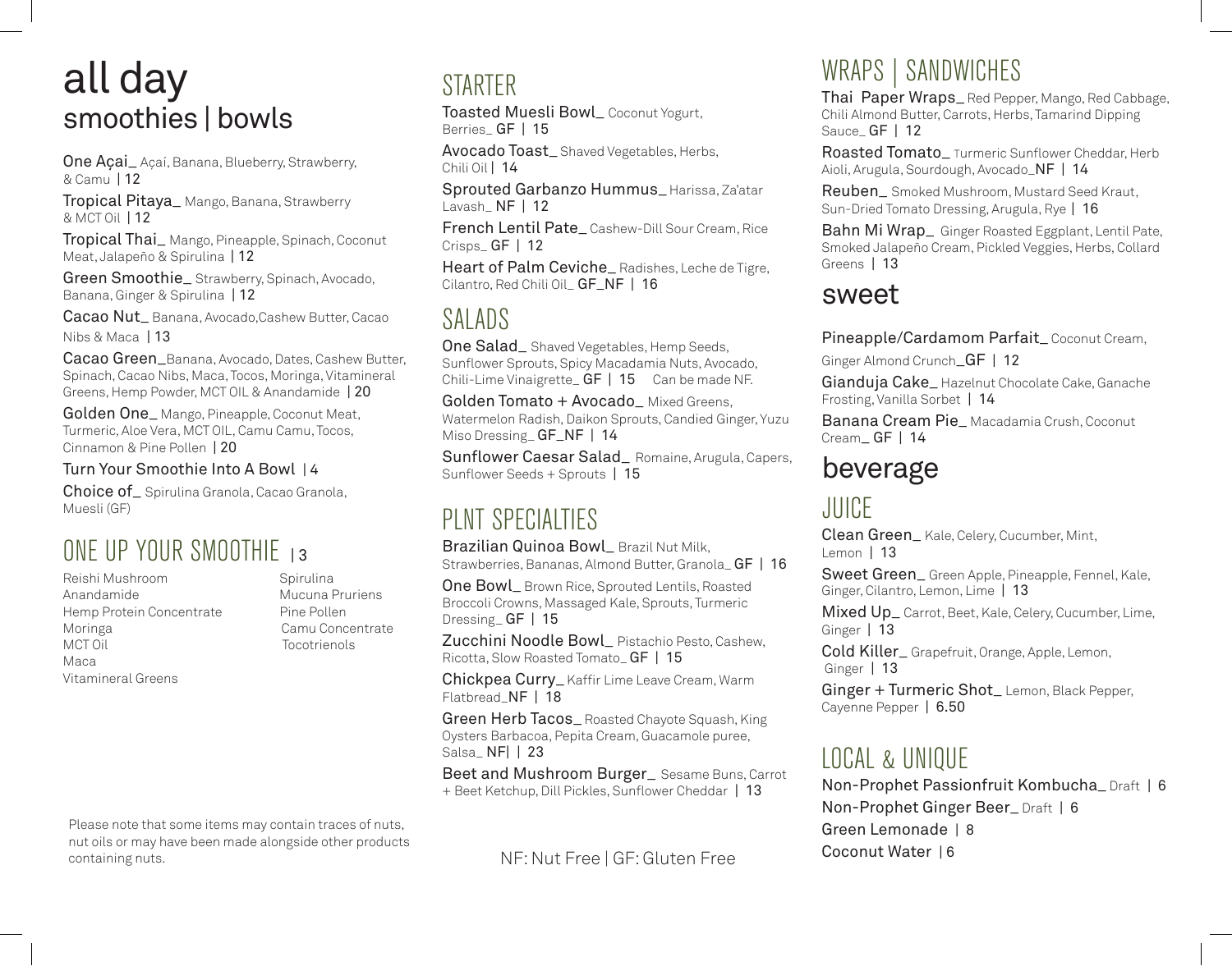# all day

## smoothies | bowls

One Açai_ Açaí, Banana, Blueberry, Strawberry, & Camu | 12

Tropical Pitaya_ Mango, Banana, Strawberry & MCT Oil | 12

Tropical Thai_ Mango, Pineapple, Spinach, Coconut Meat, Jalapeño & Spirulina | 12

Green Smoothie_ Strawberry, Spinach, Avocado, Banana, Ginger & Spirulina | 12

Cacao Nut_ Banana, Avocado,Cashew Butter, Cacao Nibs & Maca | 13

Cacao Green_Banana, Avocado, Dates, Cashew Butter, Spinach, Cacao Nibs, Maca, Tocos, Moringa, Vitamineral Greens, Hemp Powder, MCT OIL & Anandamide | 20

Golden One_ Mango, Pineapple, Coconut Meat, Turmeric, Aloe Vera, MCT OIL, Camu Camu, Tocos, Cinnamon & Pine Pollen | 20

Turn Your Smoothie Into A Bowl | 4

Choice of_ Spirulina Granola, Cacao Granola, Muesli (GF)

## ONE UP YOUR SMOOTHIE | 3

- Reishi Mushroom
- Anandamide
- Hemp Protein Concentrate
- Moringa
- MCT Oil
- Maca
- Vitamineral Greens
- Spirulina
- Mucuna Pruriens
- Pine Pollen
- Camu Concentrate
- Tocotrienols

Please note that some items may contain traces of nuts, nut oils or may have been made alongside other products containing nuts.

## STARTER

Toasted Muesli Bowl_ Coconut Yogurt, Berries_ GF | 15

Avocado Toast_ Shaved Vegetables, Herbs, Chili Oil | 14

Sprouted Garbanzo Hummus_ Harissa, Za'atar Lavash_ NF | 12

French Lentil Pate_ Cashew-Dill Sour Cream, Rice Crisps_ GF | 12

Heart of Palm Ceviche_ Radishes, Leche de Tigre, Cilantro, Red Chili Oil_ GF_NF | 16

## SALADS

One Salad_ Shaved Vegetables, Hemp Seeds, Sunflower Sprouts, Spicy Macadamia Nuts, Avocado, Chili-Lime Vinaigrette_ GF | 15 Can be made NF.

Golden Tomato + Avocado_ Mixed Greens, Watermelon Radish, Daikon Sprouts, Candied Ginger, Yuzu Miso Dressing_ GF_NF | 14

Sunflower Caesar Salad_ Romaine, Arugula, Capers, Sunflower Seeds + Sprouts | 15

## PLNT SPECIALTIES

Brazilian Quinoa Bowl_ Brazil Nut Milk, Strawberries, Bananas, Almond Butter, Granola_ GF | 16

One Bowl_ Brown Rice, Sprouted Lentils, Roasted Broccoli Crowns, Massaged Kale, Sprouts, Turmeric Dressing_ GF | 15

Zucchini Noodle Bowl_ Pistachio Pesto, Cashew, Ricotta, Slow Roasted Tomato_ GF | 15

Chickpea Curry_ Kaffir Lime Leave Cream, Warm Flatbread_NF | 18

Green Herb Tacos_ Roasted Chayote Squash, King Oysters Barbacoa, Pepita Cream, Guacamole puree, Salsa_ NF| | 23

Beet and Mushroom Burger_ Sesame Buns, Carrot + Beet Ketchup, Dill Pickles, Sunflower Cheddar | 13

NF: Nut Free | GF: Gluten Free

## WRAPS | SANDWICHES

Thai Paper Wraps_ Red Pepper, Mango, Red Cabbage, Chili Almond Butter, Carrots, Herbs, Tamarind Dipping Sauce_ GF | 12

Roasted Tomato_ Turmeric Sunflower Cheddar, Herb Aioli, Arugula, Sourdough, Avocado_NF | 14

Reuben_ Smoked Mushroom, Mustard Seed Kraut, Sun-Dried Tomato Dressing, Arugula, Rye | 16

Bahn Mi Wrap_ Ginger Roasted Eggplant, Lentil Pate, Smoked Jalapeño Cream, Pickled Veggies, Herbs, Collard Greens | 13

# sweet

Pineapple/Cardamom Parfait_ Coconut Cream, Ginger Almond Crunch_GF | 12

Gianduja Cake_ Hazelnut Chocolate Cake, Ganache Frosting, Vanilla Sorbet | 14

Banana Cream Pie_ Macadamia Crush, Coconut Cream_ GF | 14

# beverage

## JUICE

Clean Green_ Kale, Celery, Cucumber, Mint, Lemon | 13

Sweet Green_ Green Apple, Pineapple, Fennel, Kale, Ginger, Cilantro, Lemon, Lime | 13

Mixed Up_ Carrot, Beet, Kale, Celery, Cucumber, Lime, Ginger | 13

Cold Killer_ Grapefruit, Orange, Apple, Lemon, Ginger | 13

Ginger + Turmeric Shot_ Lemon, Black Pepper, Cayenne Pepper | 6.50

## LOCAL & UNIQUE

Non-Prophet Passionfruit Kombucha_ Draft | 6

Non-Prophet Ginger Beer_ Draft | 6

Green Lemonade | 8

Coconut Water | 6